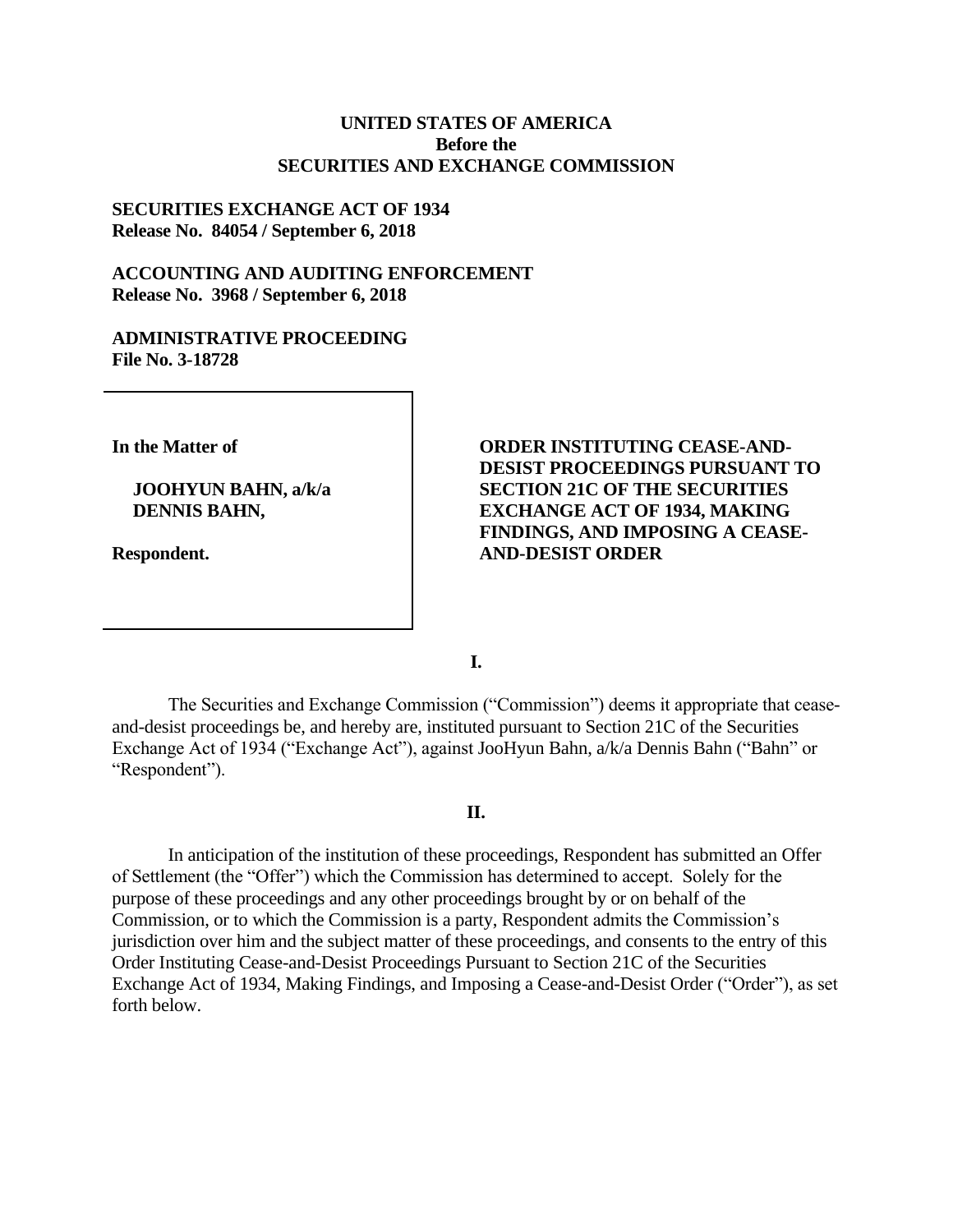**UNITED STATES OF AMERICA**
**Before the**
**SECURITIES AND EXCHANGE COMMISSION**

**SECURITIES EXCHANGE ACT OF 1934**
**Release No. 84054 / September 6, 2018**

**ACCOUNTING AND AUDITING ENFORCEMENT**
**Release No. 3968 / September 6, 2018**

**ADMINISTRATIVE PROCEEDING**
**File No. 3-18728**

| | |
|---|---|
| **In the Matter of**<br><br>**JOOHYUN BAHN, a/k/a DENNIS BAHN,**<br><br>**Respondent.** | **ORDER INSTITUTING CEASE-AND-DESIST PROCEEDINGS PURSUANT TO SECTION 21C OF THE SECURITIES EXCHANGE ACT OF 1934, MAKING FINDINGS, AND IMPOSING A CEASE-AND-DESIST ORDER** |

**I.**

The Securities and Exchange Commission ("Commission") deems it appropriate that cease-and-desist proceedings be, and hereby are, instituted pursuant to Section 21C of the Securities Exchange Act of 1934 ("Exchange Act"), against JooHyun Bahn, a/k/a Dennis Bahn ("Bahn" or "Respondent").

**II.**

In anticipation of the institution of these proceedings, Respondent has submitted an Offer of Settlement (the "Offer") which the Commission has determined to accept. Solely for the purpose of these proceedings and any other proceedings brought by or on behalf of the Commission, or to which the Commission is a party, Respondent admits the Commission's jurisdiction over him and the subject matter of these proceedings, and consents to the entry of this Order Instituting Cease-and-Desist Proceedings Pursuant to Section 21C of the Securities Exchange Act of 1934, Making Findings, and Imposing a Cease-and-Desist Order ("Order"), as set forth below.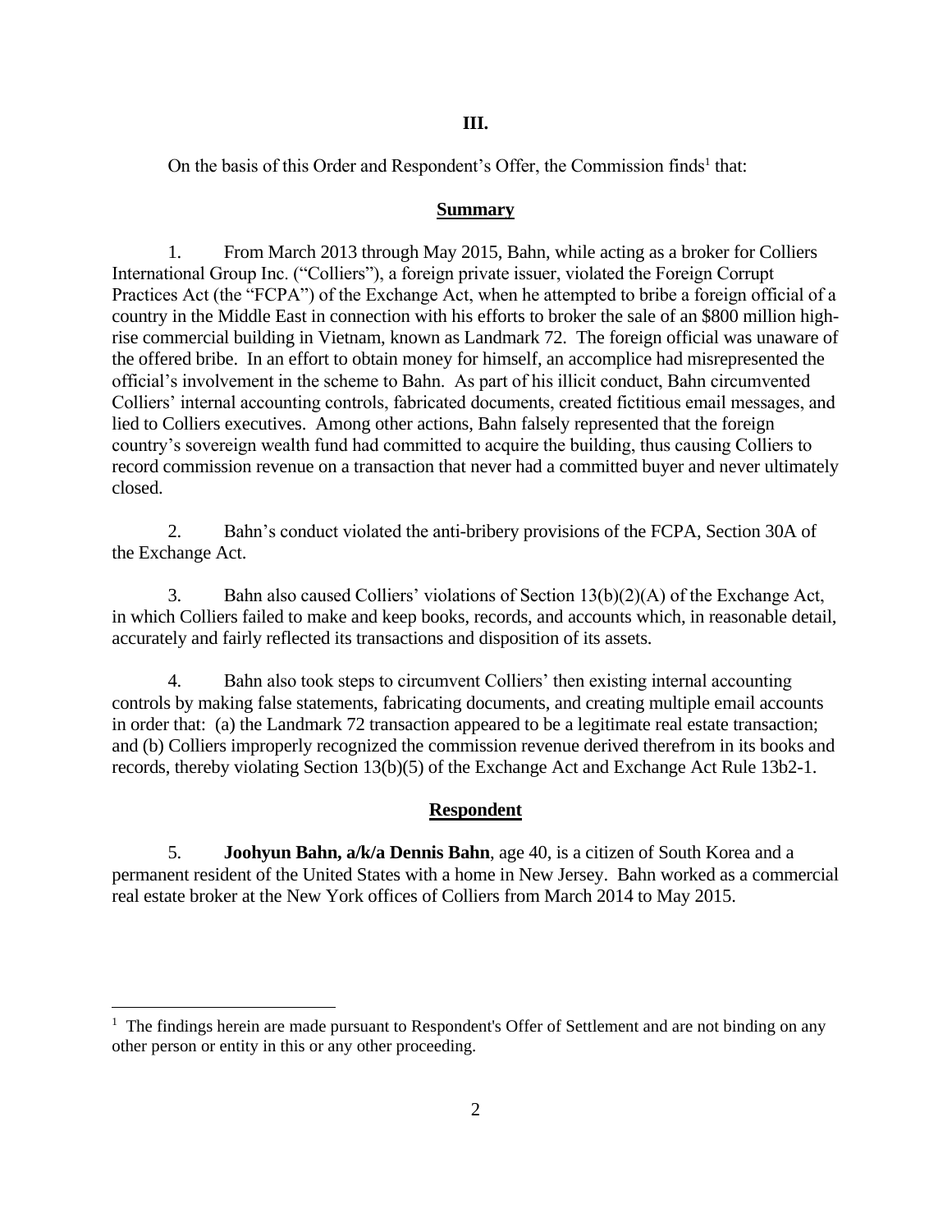## III.

On the basis of this Order and Respondent's Offer, the Commission finds[1] that:

### Summary

1. From March 2013 through May 2015, Bahn, while acting as a broker for Colliers International Group Inc. ("Colliers"), a foreign private issuer, violated the Foreign Corrupt Practices Act (the "FCPA") of the Exchange Act, when he attempted to bribe a foreign official of a country in the Middle East in connection with his efforts to broker the sale of an $800 million high-rise commercial building in Vietnam, known as Landmark 72. The foreign official was unaware of the offered bribe. In an effort to obtain money for himself, an accomplice had misrepresented the official's involvement in the scheme to Bahn. As part of his illicit conduct, Bahn circumvented Colliers' internal accounting controls, fabricated documents, created fictitious email messages, and lied to Colliers executives. Among other actions, Bahn falsely represented that the foreign country's sovereign wealth fund had committed to acquire the building, thus causing Colliers to record commission revenue on a transaction that never had a committed buyer and never ultimately closed.

2. Bahn's conduct violated the anti-bribery provisions of the FCPA, Section 30A of the Exchange Act.

3. Bahn also caused Colliers' violations of Section 13(b)(2)(A) of the Exchange Act, in which Colliers failed to make and keep books, records, and accounts which, in reasonable detail, accurately and fairly reflected its transactions and disposition of its assets.

4. Bahn also took steps to circumvent Colliers' then existing internal accounting controls by making false statements, fabricating documents, and creating multiple email accounts in order that: (a) the Landmark 72 transaction appeared to be a legitimate real estate transaction; and (b) Colliers improperly recognized the commission revenue derived therefrom in its books and records, thereby violating Section 13(b)(5) of the Exchange Act and Exchange Act Rule 13b2-1.

### Respondent

5. **Joohyun Bahn, a/k/a Dennis Bahn**, age 40, is a citizen of South Korea and a permanent resident of the United States with a home in New Jersey. Bahn worked as a commercial real estate broker at the New York offices of Colliers from March 2014 to May 2015.

---

[1] The findings herein are made pursuant to Respondent's Offer of Settlement and are not binding on any other person or entity in this or any other proceeding.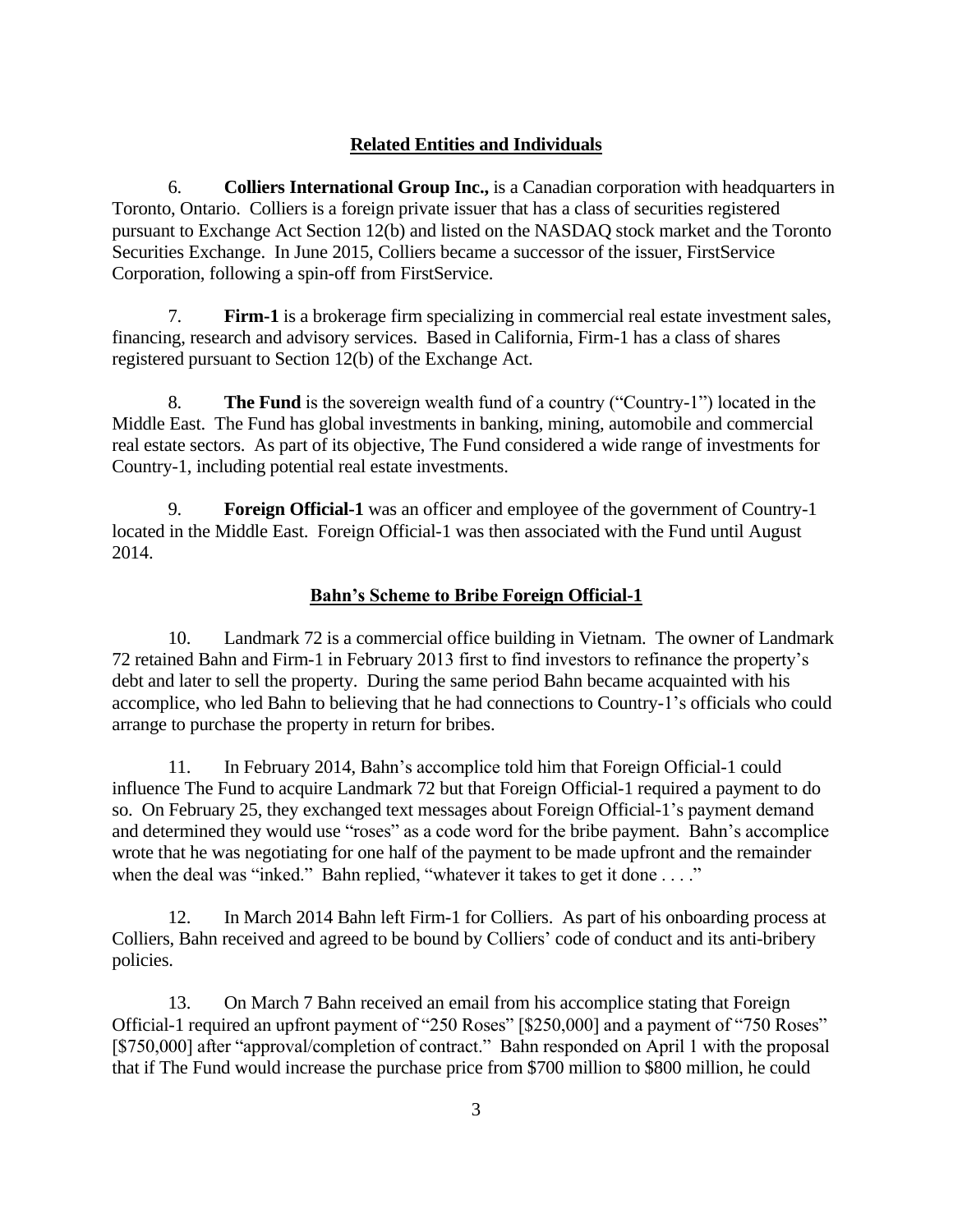## Related Entities and Individuals

6. **Colliers International Group Inc.,** is a Canadian corporation with headquarters in Toronto, Ontario. Colliers is a foreign private issuer that has a class of securities registered pursuant to Exchange Act Section 12(b) and listed on the NASDAQ stock market and the Toronto Securities Exchange. In June 2015, Colliers became a successor of the issuer, FirstService Corporation, following a spin-off from FirstService.

7. **Firm-1** is a brokerage firm specializing in commercial real estate investment sales, financing, research and advisory services. Based in California, Firm-1 has a class of shares registered pursuant to Section 12(b) of the Exchange Act.

8. **The Fund** is the sovereign wealth fund of a country ("Country-1") located in the Middle East. The Fund has global investments in banking, mining, automobile and commercial real estate sectors. As part of its objective, The Fund considered a wide range of investments for Country-1, including potential real estate investments.

9. **Foreign Official-1** was an officer and employee of the government of Country-1 located in the Middle East. Foreign Official-1 was then associated with the Fund until August 2014.

## Bahn's Scheme to Bribe Foreign Official-1

10. Landmark 72 is a commercial office building in Vietnam. The owner of Landmark 72 retained Bahn and Firm-1 in February 2013 first to find investors to refinance the property's debt and later to sell the property. During the same period Bahn became acquainted with his accomplice, who led Bahn to believing that he had connections to Country-1's officials who could arrange to purchase the property in return for bribes.

11. In February 2014, Bahn's accomplice told him that Foreign Official-1 could influence The Fund to acquire Landmark 72 but that Foreign Official-1 required a payment to do so. On February 25, they exchanged text messages about Foreign Official-1's payment demand and determined they would use "roses" as a code word for the bribe payment. Bahn's accomplice wrote that he was negotiating for one half of the payment to be made upfront and the remainder when the deal was "inked." Bahn replied, "whatever it takes to get it done . . . ."

12. In March 2014 Bahn left Firm-1 for Colliers. As part of his onboarding process at Colliers, Bahn received and agreed to be bound by Colliers' code of conduct and its anti-bribery policies.

13. On March 7 Bahn received an email from his accomplice stating that Foreign Official-1 required an upfront payment of "250 Roses" [$250,000] and a payment of "750 Roses" [$750,000] after "approval/completion of contract." Bahn responded on April 1 with the proposal that if The Fund would increase the purchase price from $700 million to $800 million, he could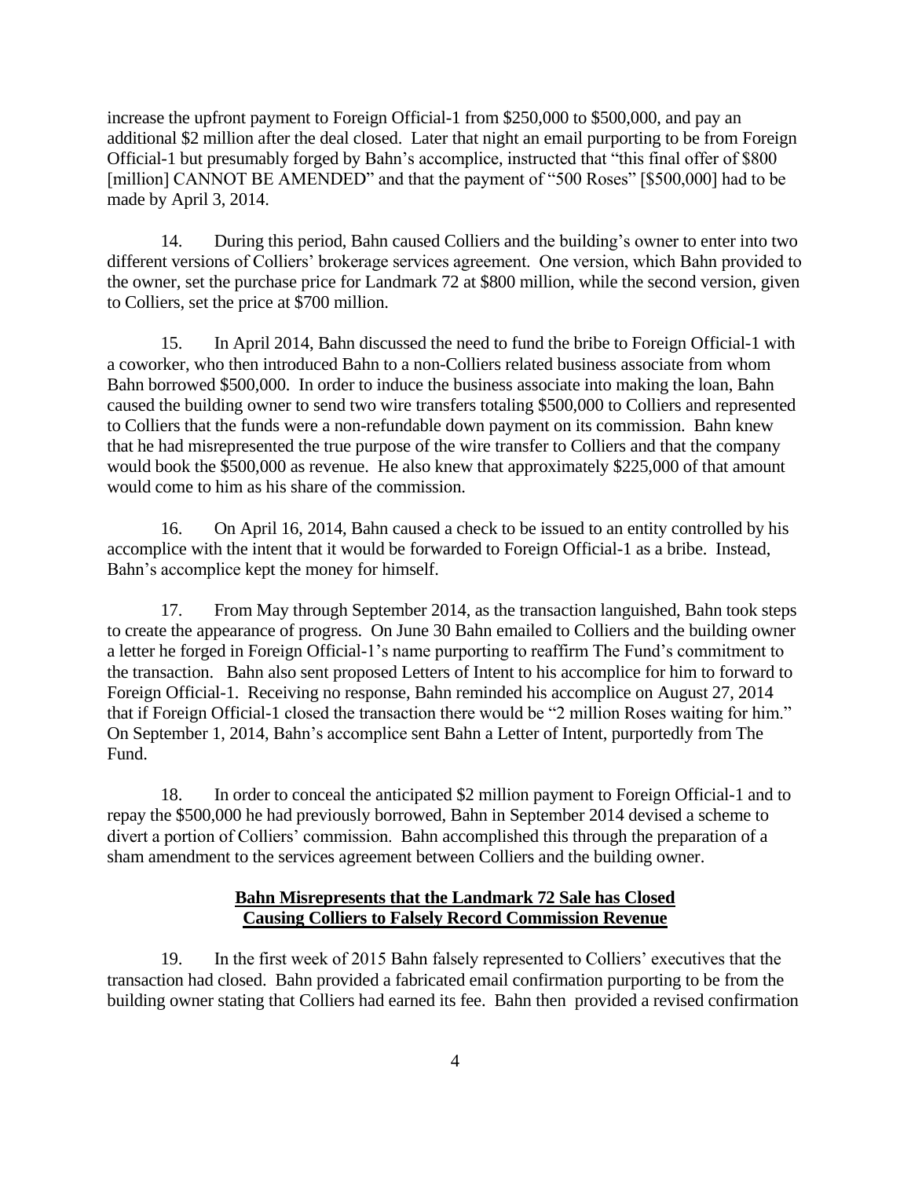increase the upfront payment to Foreign Official-1 from $250,000 to $500,000, and pay an additional $2 million after the deal closed. Later that night an email purporting to be from Foreign Official-1 but presumably forged by Bahn's accomplice, instructed that "this final offer of $800 [million] CANNOT BE AMENDED" and that the payment of "500 Roses" [$500,000] had to be made by April 3, 2014.

14. During this period, Bahn caused Colliers and the building's owner to enter into two different versions of Colliers' brokerage services agreement. One version, which Bahn provided to the owner, set the purchase price for Landmark 72 at $800 million, while the second version, given to Colliers, set the price at $700 million.

15. In April 2014, Bahn discussed the need to fund the bribe to Foreign Official-1 with a coworker, who then introduced Bahn to a non-Colliers related business associate from whom Bahn borrowed $500,000. In order to induce the business associate into making the loan, Bahn caused the building owner to send two wire transfers totaling $500,000 to Colliers and represented to Colliers that the funds were a non-refundable down payment on its commission. Bahn knew that he had misrepresented the true purpose of the wire transfer to Colliers and that the company would book the $500,000 as revenue. He also knew that approximately $225,000 of that amount would come to him as his share of the commission.

16. On April 16, 2014, Bahn caused a check to be issued to an entity controlled by his accomplice with the intent that it would be forwarded to Foreign Official-1 as a bribe. Instead, Bahn's accomplice kept the money for himself.

17. From May through September 2014, as the transaction languished, Bahn took steps to create the appearance of progress. On June 30 Bahn emailed to Colliers and the building owner a letter he forged in Foreign Official-1's name purporting to reaffirm The Fund's commitment to the transaction. Bahn also sent proposed Letters of Intent to his accomplice for him to forward to Foreign Official-1. Receiving no response, Bahn reminded his accomplice on August 27, 2014 that if Foreign Official-1 closed the transaction there would be "2 million Roses waiting for him." On September 1, 2014, Bahn's accomplice sent Bahn a Letter of Intent, purportedly from The Fund.

18. In order to conceal the anticipated $2 million payment to Foreign Official-1 and to repay the $500,000 he had previously borrowed, Bahn in September 2014 devised a scheme to divert a portion of Colliers' commission. Bahn accomplished this through the preparation of a sham amendment to the services agreement between Colliers and the building owner.

**Bahn Misrepresents that the Landmark 72 Sale has Closed**
**Causing Colliers to Falsely Record Commission Revenue**

19. In the first week of 2015 Bahn falsely represented to Colliers' executives that the transaction had closed. Bahn provided a fabricated email confirmation purporting to be from the building owner stating that Colliers had earned its fee. Bahn then provided a revised confirmation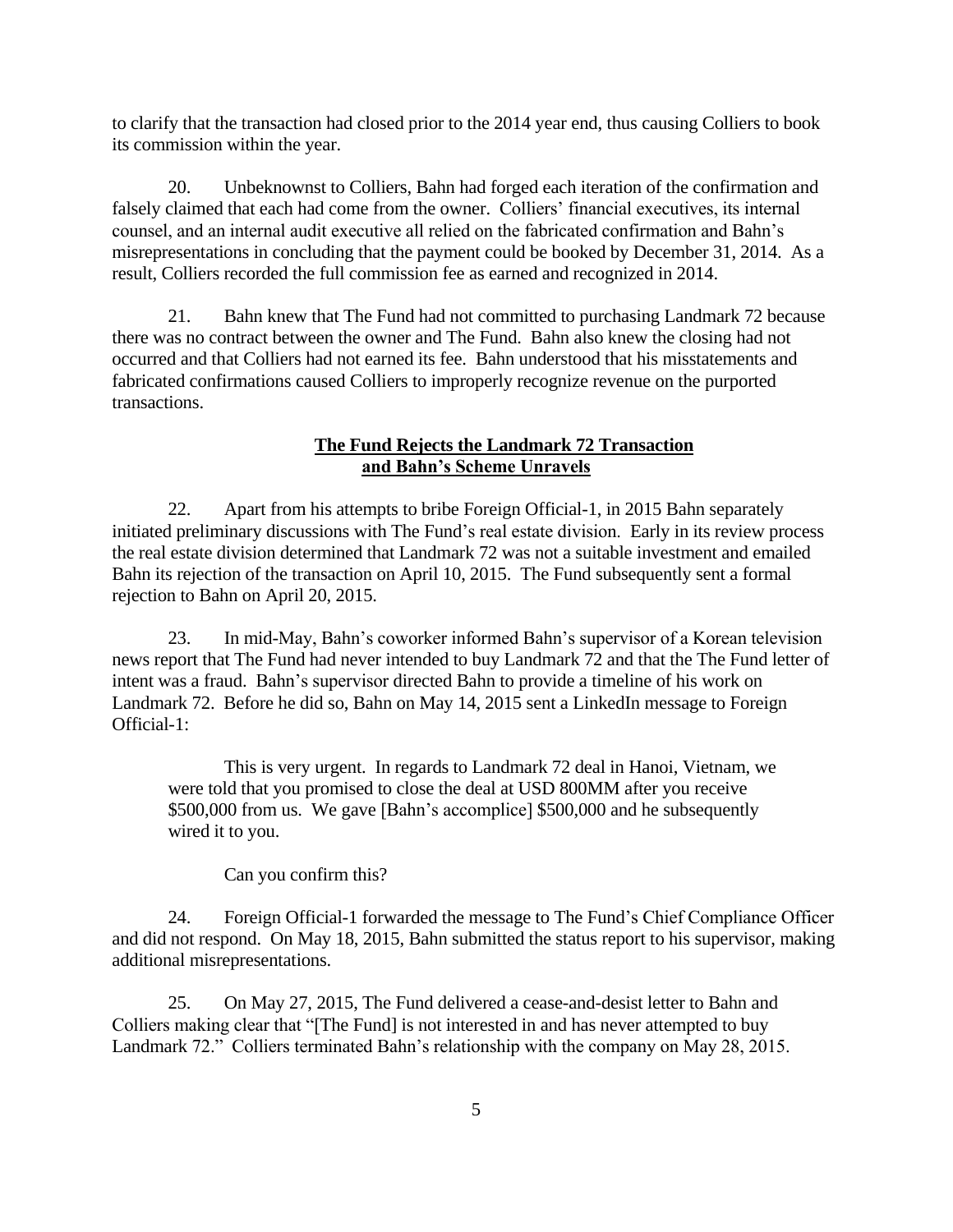to clarify that the transaction had closed prior to the 2014 year end, thus causing Colliers to book its commission within the year.

20. Unbeknownst to Colliers, Bahn had forged each iteration of the confirmation and falsely claimed that each had come from the owner. Colliers' financial executives, its internal counsel, and an internal audit executive all relied on the fabricated confirmation and Bahn's misrepresentations in concluding that the payment could be booked by December 31, 2014. As a result, Colliers recorded the full commission fee as earned and recognized in 2014.

21. Bahn knew that The Fund had not committed to purchasing Landmark 72 because there was no contract between the owner and The Fund. Bahn also knew the closing had not occurred and that Colliers had not earned its fee. Bahn understood that his misstatements and fabricated confirmations caused Colliers to improperly recognize revenue on the purported transactions.

## The Fund Rejects the Landmark 72 Transaction and Bahn's Scheme Unravels

22. Apart from his attempts to bribe Foreign Official-1, in 2015 Bahn separately initiated preliminary discussions with The Fund's real estate division. Early in its review process the real estate division determined that Landmark 72 was not a suitable investment and emailed Bahn its rejection of the transaction on April 10, 2015. The Fund subsequently sent a formal rejection to Bahn on April 20, 2015.

23. In mid-May, Bahn's coworker informed Bahn's supervisor of a Korean television news report that The Fund had never intended to buy Landmark 72 and that the The Fund letter of intent was a fraud. Bahn's supervisor directed Bahn to provide a timeline of his work on Landmark 72. Before he did so, Bahn on May 14, 2015 sent a LinkedIn message to Foreign Official-1:

> This is very urgent. In regards to Landmark 72 deal in Hanoi, Vietnam, we were told that you promised to close the deal at USD 800MM after you receive $500,000 from us. We gave [Bahn's accomplice] $500,000 and he subsequently wired it to you.
>
> Can you confirm this?

24. Foreign Official-1 forwarded the message to The Fund's Chief Compliance Officer and did not respond. On May 18, 2015, Bahn submitted the status report to his supervisor, making additional misrepresentations.

25. On May 27, 2015, The Fund delivered a cease-and-desist letter to Bahn and Colliers making clear that "[The Fund] is not interested in and has never attempted to buy Landmark 72." Colliers terminated Bahn's relationship with the company on May 28, 2015.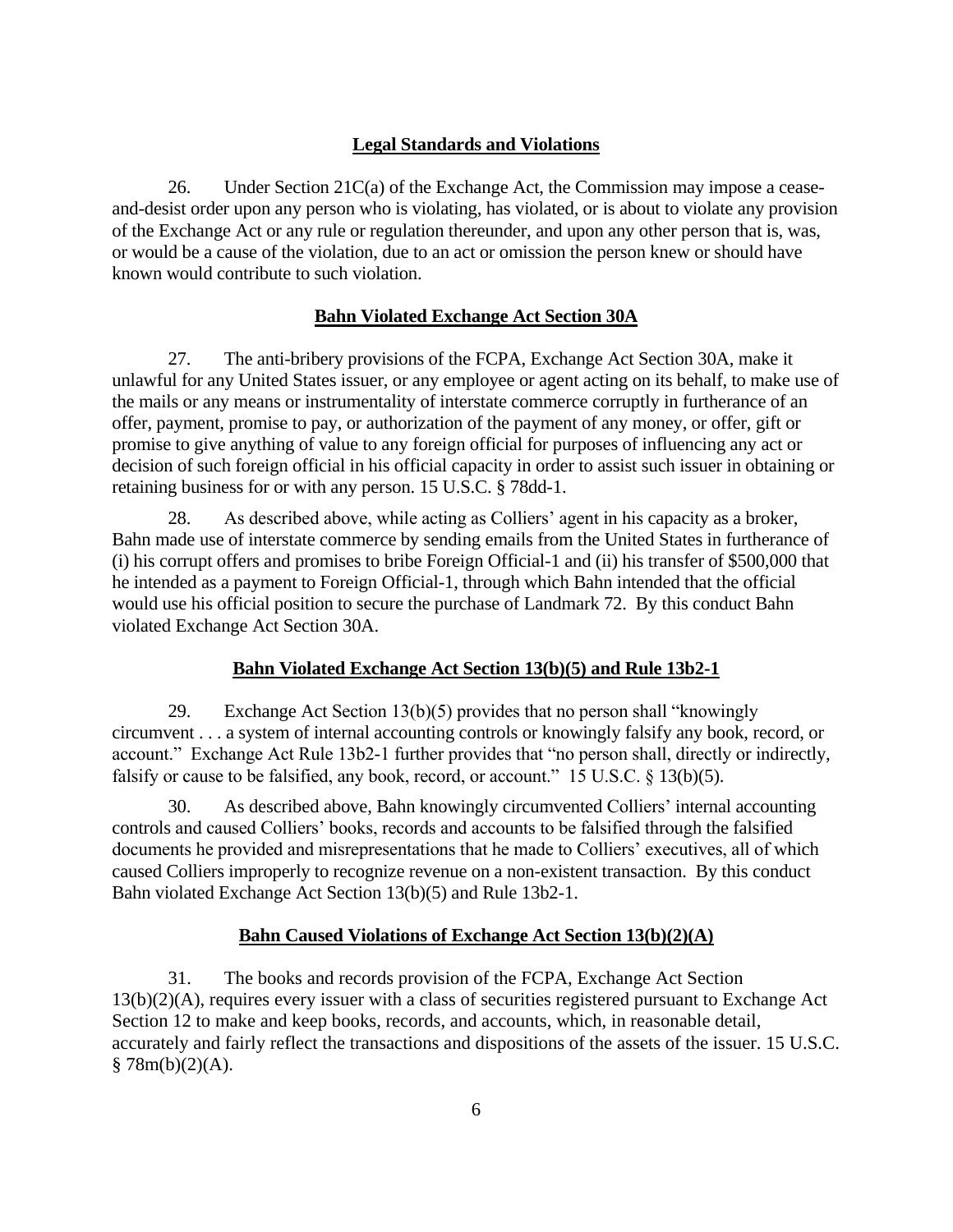## Legal Standards and Violations

26. Under Section 21C(a) of the Exchange Act, the Commission may impose a cease-and-desist order upon any person who is violating, has violated, or is about to violate any provision of the Exchange Act or any rule or regulation thereunder, and upon any other person that is, was, or would be a cause of the violation, due to an act or omission the person knew or should have known would contribute to such violation.

## Bahn Violated Exchange Act Section 30A

27. The anti-bribery provisions of the FCPA, Exchange Act Section 30A, make it unlawful for any United States issuer, or any employee or agent acting on its behalf, to make use of the mails or any means or instrumentality of interstate commerce corruptly in furtherance of an offer, payment, promise to pay, or authorization of the payment of any money, or offer, gift or promise to give anything of value to any foreign official for purposes of influencing any act or decision of such foreign official in his official capacity in order to assist such issuer in obtaining or retaining business for or with any person. 15 U.S.C. § 78dd-1.

28. As described above, while acting as Colliers' agent in his capacity as a broker, Bahn made use of interstate commerce by sending emails from the United States in furtherance of (i) his corrupt offers and promises to bribe Foreign Official-1 and (ii) his transfer of $500,000 that he intended as a payment to Foreign Official-1, through which Bahn intended that the official would use his official position to secure the purchase of Landmark 72. By this conduct Bahn violated Exchange Act Section 30A.

## Bahn Violated Exchange Act Section 13(b)(5) and Rule 13b2-1

29. Exchange Act Section 13(b)(5) provides that no person shall "knowingly circumvent . . . a system of internal accounting controls or knowingly falsify any book, record, or account." Exchange Act Rule 13b2-1 further provides that "no person shall, directly or indirectly, falsify or cause to be falsified, any book, record, or account." 15 U.S.C. § 13(b)(5).

30. As described above, Bahn knowingly circumvented Colliers' internal accounting controls and caused Colliers' books, records and accounts to be falsified through the falsified documents he provided and misrepresentations that he made to Colliers' executives, all of which caused Colliers improperly to recognize revenue on a non-existent transaction. By this conduct Bahn violated Exchange Act Section 13(b)(5) and Rule 13b2-1.

## Bahn Caused Violations of Exchange Act Section 13(b)(2)(A)

31. The books and records provision of the FCPA, Exchange Act Section 13(b)(2)(A), requires every issuer with a class of securities registered pursuant to Exchange Act Section 12 to make and keep books, records, and accounts, which, in reasonable detail, accurately and fairly reflect the transactions and dispositions of the assets of the issuer. 15 U.S.C. § 78m(b)(2)(A).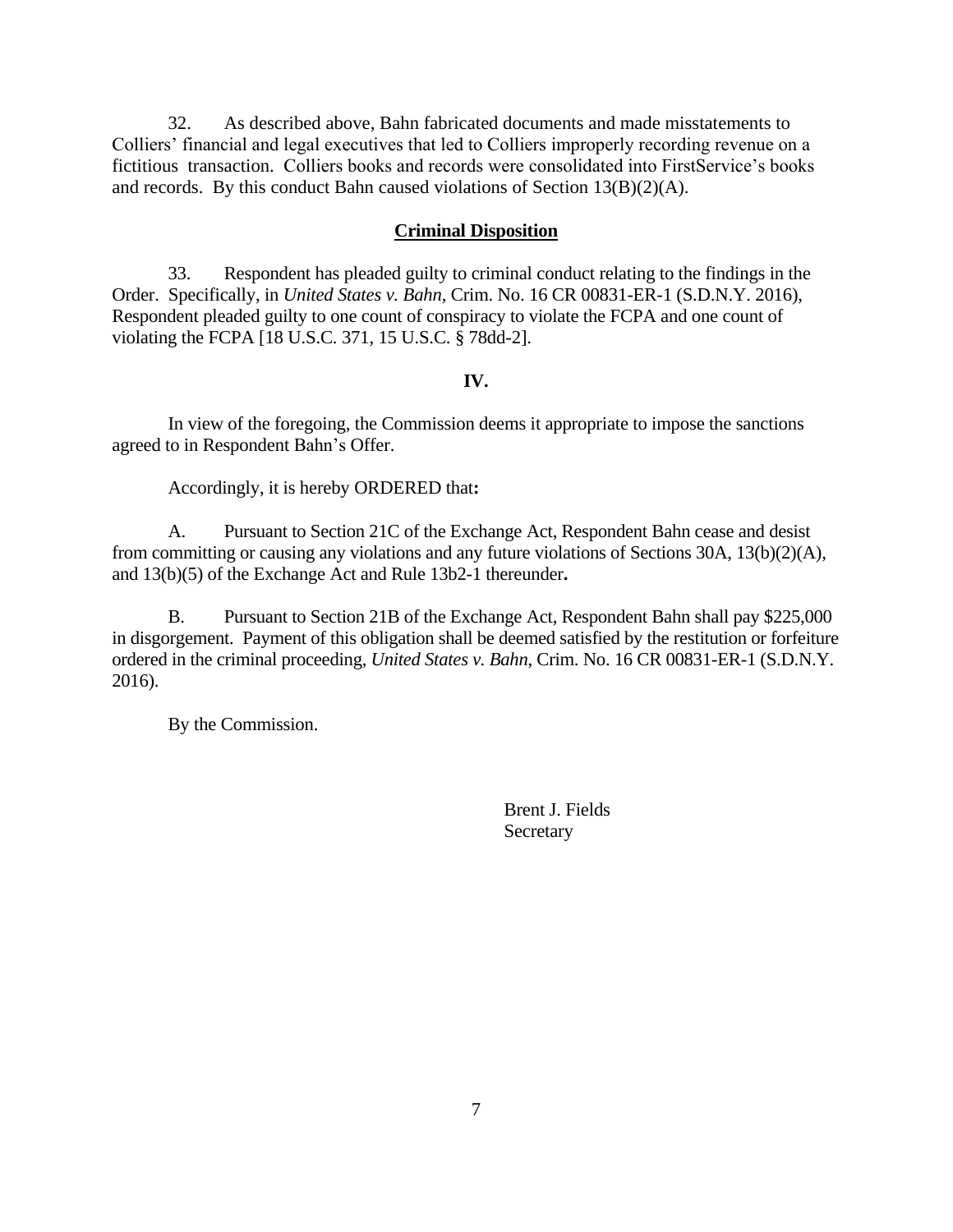32. As described above, Bahn fabricated documents and made misstatements to Colliers' financial and legal executives that led to Colliers improperly recording revenue on a fictitious transaction. Colliers books and records were consolidated into FirstService's books and records. By this conduct Bahn caused violations of Section 13(B)(2)(A).

**Criminal Disposition**

33. Respondent has pleaded guilty to criminal conduct relating to the findings in the Order. Specifically, in *United States v. Bahn*, Crim. No. 16 CR 00831-ER-1 (S.D.N.Y. 2016), Respondent pleaded guilty to one count of conspiracy to violate the FCPA and one count of violating the FCPA [18 U.S.C. 371, 15 U.S.C. § 78dd-2].

**IV.**

In view of the foregoing, the Commission deems it appropriate to impose the sanctions agreed to in Respondent Bahn's Offer.

Accordingly, it is hereby ORDERED that**:**

A. Pursuant to Section 21C of the Exchange Act, Respondent Bahn cease and desist from committing or causing any violations and any future violations of Sections 30A, 13(b)(2)(A), and 13(b)(5) of the Exchange Act and Rule 13b2-1 thereunder**.**

B. Pursuant to Section 21B of the Exchange Act, Respondent Bahn shall pay $225,000 in disgorgement. Payment of this obligation shall be deemed satisfied by the restitution or forfeiture ordered in the criminal proceeding, *United States v. Bahn*, Crim. No. 16 CR 00831-ER-1 (S.D.N.Y. 2016).

By the Commission.

Brent J. Fields
Secretary